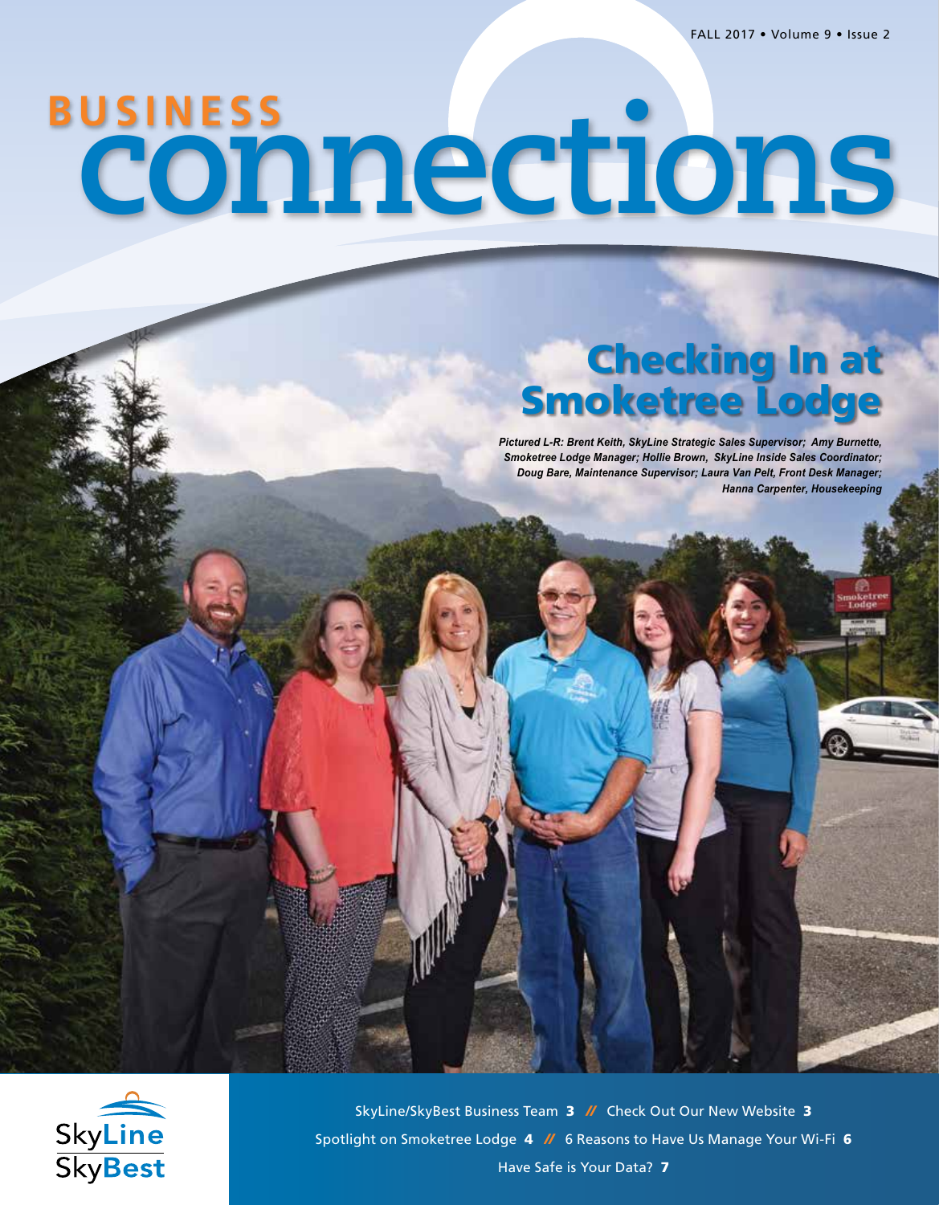FALL 2017 • Volume 9 • Issue 2

# BUSINESS connections

## Checking In at Smoketree Lodge

*Pictured L-R: Brent Keith, SkyLine Strategic Sales Supervisor; Amy Burnette, Smoketree Lodge Manager; Hollie Brown, SkyLine Inside Sales Coordinator; Doug Bare, Maintenance Supervisor; Laura Van Pelt, Front Desk Manager; Hanna Carpenter, Housekeeping*

SkyLine SkyBest

SkyLine/SkyBest Business Team **3** // Check Out Our New Website **3**

Spotlight on Smoketree Lodge **4** // 6 Reasons to Have Us Manage Your Wi-Fi **6**

Have Safe is Your Data? **7**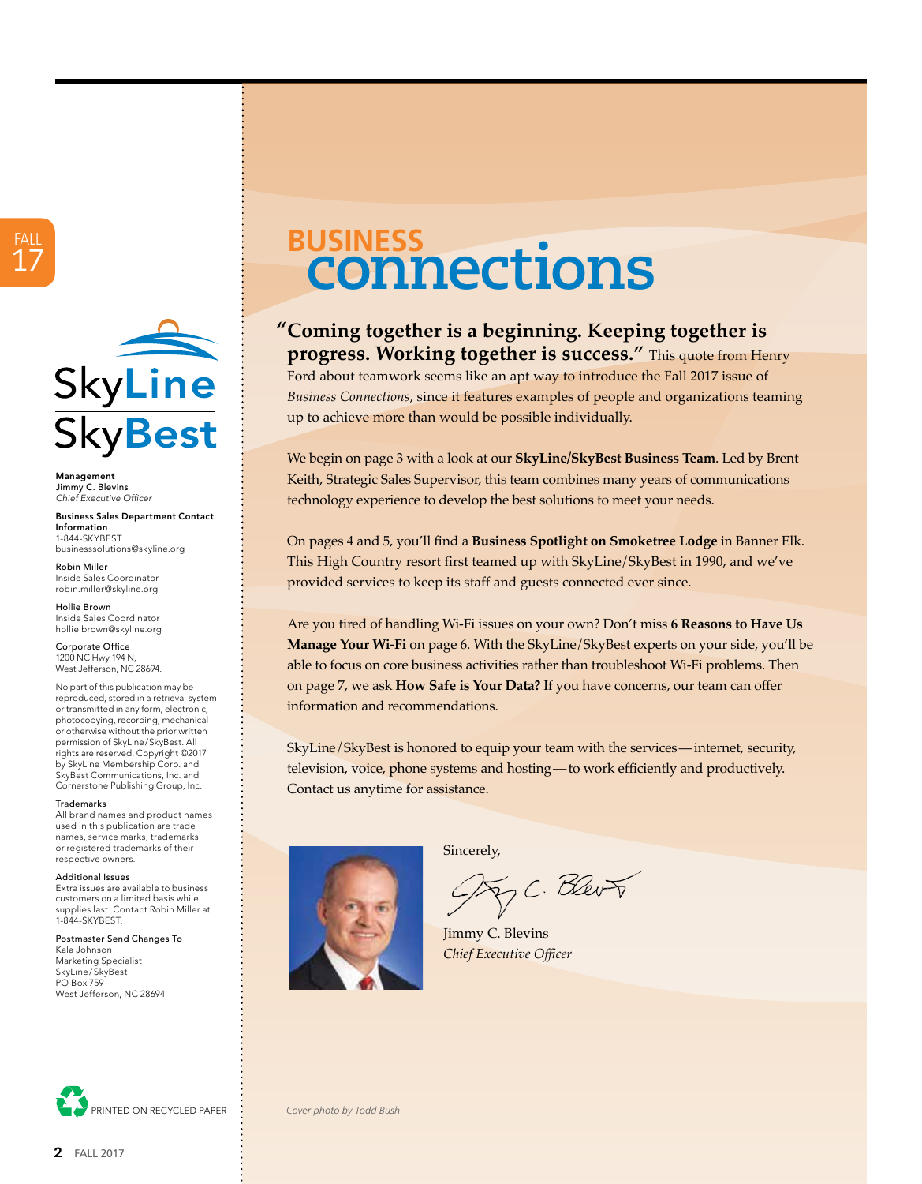FALL 17

SkyLine
SkyBest

**Management**
Jimmy C. Blevins
*Chief Executive Officer*

**Business Sales Department Contact Information**
1-844-SKYBEST
businesssolutions@skyline.org

Robin Miller
Inside Sales Coordinator
robin.miller@skyline.org

Hollie Brown
Inside Sales Coordinator
hollie.brown@skyline.org

**Corporate Office**
1200 NC Hwy 194 N,
West Jefferson, NC 28694.

No part of this publication may be reproduced, stored in a retrieval system or transmitted in any form, electronic, photocopying, recording, mechanical or otherwise without the prior written permission of SkyLine/SkyBest. All rights are reserved. Copyright ©2017 by SkyLine Membership Corp. and SkyBest Communications, Inc. and Cornerstone Publishing Group, Inc.

**Trademarks**
All brand names and product names used in this publication are trade names, service marks, trademarks or registered trademarks of their respective owners.

**Additional Issues**
Extra issues are available to business customers on a limited basis while supplies last. Contact Robin Miller at 1-844-SKYBEST.

**Postmaster Send Changes To**
Kala Johnson
Marketing Specialist
SkyLine/SkyBest
PO Box 759
West Jefferson, NC 28694

PRINTED ON RECYCLED PAPER

# BUSINESS connections

**"Coming together is a beginning. Keeping together is progress. Working together is success."** This quote from Henry Ford about teamwork seems like an apt way to introduce the Fall 2017 issue of *Business Connections*, since it features examples of people and organizations teaming up to achieve more than would be possible individually.

We begin on page 3 with a look at our **SkyLine/SkyBest Business Team**. Led by Brent Keith, Strategic Sales Supervisor, this team combines many years of communications technology experience to develop the best solutions to meet your needs.

On pages 4 and 5, you'll find a **Business Spotlight on Smoketree Lodge** in Banner Elk. This High Country resort first teamed up with SkyLine/SkyBest in 1990, and we've provided services to keep its staff and guests connected ever since.

Are you tired of handling Wi-Fi issues on your own? Don't miss **6 Reasons to Have Us Manage Your Wi-Fi** on page 6. With the SkyLine/SkyBest experts on your side, you'll be able to focus on core business activities rather than troubleshoot Wi-Fi problems. Then on page 7, we ask **How Safe is Your Data?** If you have concerns, our team can offer information and recommendations.

SkyLine/SkyBest is honored to equip your team with the services—internet, security, television, voice, phone systems and hosting—to work efficiently and productively. Contact us anytime for assistance.

Sincerely,

Jimmy C. Blevins
*Chief Executive Officer*

*Cover photo by Todd Bush*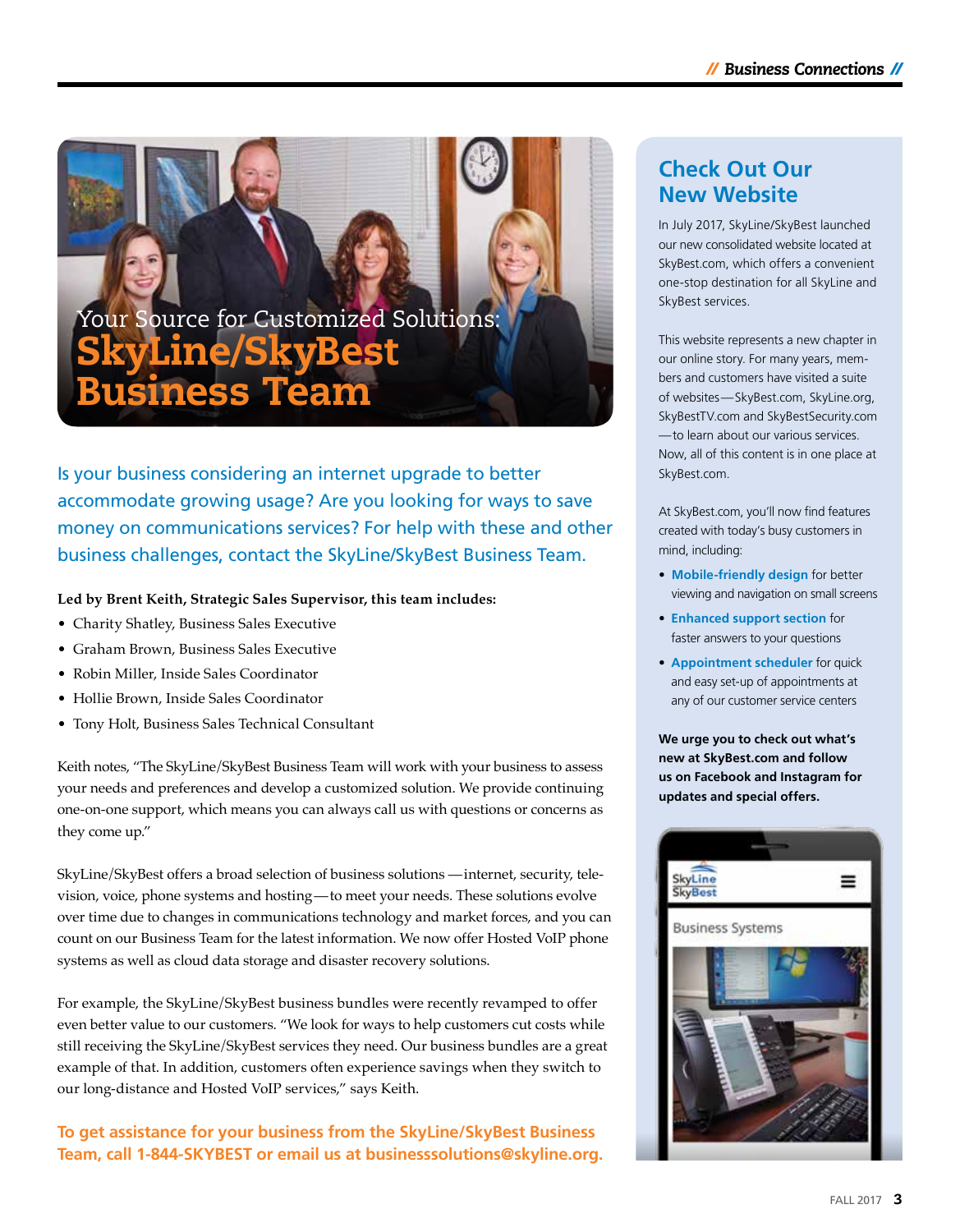# Your Source for Customized Solutions: SkyLine/SkyBest Business Team

Is your business considering an internet upgrade to better accommodate growing usage? Are you looking for ways to save money on communications services? For help with these and other business challenges, contact the SkyLine/SkyBest Business Team.

**Led by Brent Keith, Strategic Sales Supervisor, this team includes:**

- Charity Shatley, Business Sales Executive
- Graham Brown, Business Sales Executive
- Robin Miller, Inside Sales Coordinator
- Hollie Brown, Inside Sales Coordinator
- Tony Holt, Business Sales Technical Consultant

Keith notes, "The SkyLine/SkyBest Business Team will work with your business to assess your needs and preferences and develop a customized solution. We provide continuing one-on-one support, which means you can always call us with questions or concerns as they come up."

SkyLine/SkyBest offers a broad selection of business solutions —internet, security, television, voice, phone systems and hosting—to meet your needs. These solutions evolve over time due to changes in communications technology and market forces, and you can count on our Business Team for the latest information. We now offer Hosted VoIP phone systems as well as cloud data storage and disaster recovery solutions.

For example, the SkyLine/SkyBest business bundles were recently revamped to offer even better value to our customers. "We look for ways to help customers cut costs while still receiving the SkyLine/SkyBest services they need. Our business bundles are a great example of that. In addition, customers often experience savings when they switch to our long-distance and Hosted VoIP services," says Keith.

**To get assistance for your business from the SkyLine/SkyBest Business Team, call 1-844-SKYBEST or email us at businesssolutions@skyline.org.**

## Check Out Our New Website

In July 2017, SkyLine/SkyBest launched our new consolidated website located at SkyBest.com, which offers a convenient one-stop destination for all SkyLine and SkyBest services.

This website represents a new chapter in our online story. For many years, members and customers have visited a suite of websites—SkyBest.com, SkyLine.org, SkyBestTV.com and SkyBestSecurity.com—to learn about our various services. Now, all of this content is in one place at SkyBest.com.

At SkyBest.com, you'll now find features created with today's busy customers in mind, including:

- **Mobile-friendly design** for better viewing and navigation on small screens
- **Enhanced support section** for faster answers to your questions
- **Appointment scheduler** for quick and easy set-up of appointments at any of our customer service centers

**We urge you to check out what's new at SkyBest.com and follow us on Facebook and Instagram for updates and special offers.**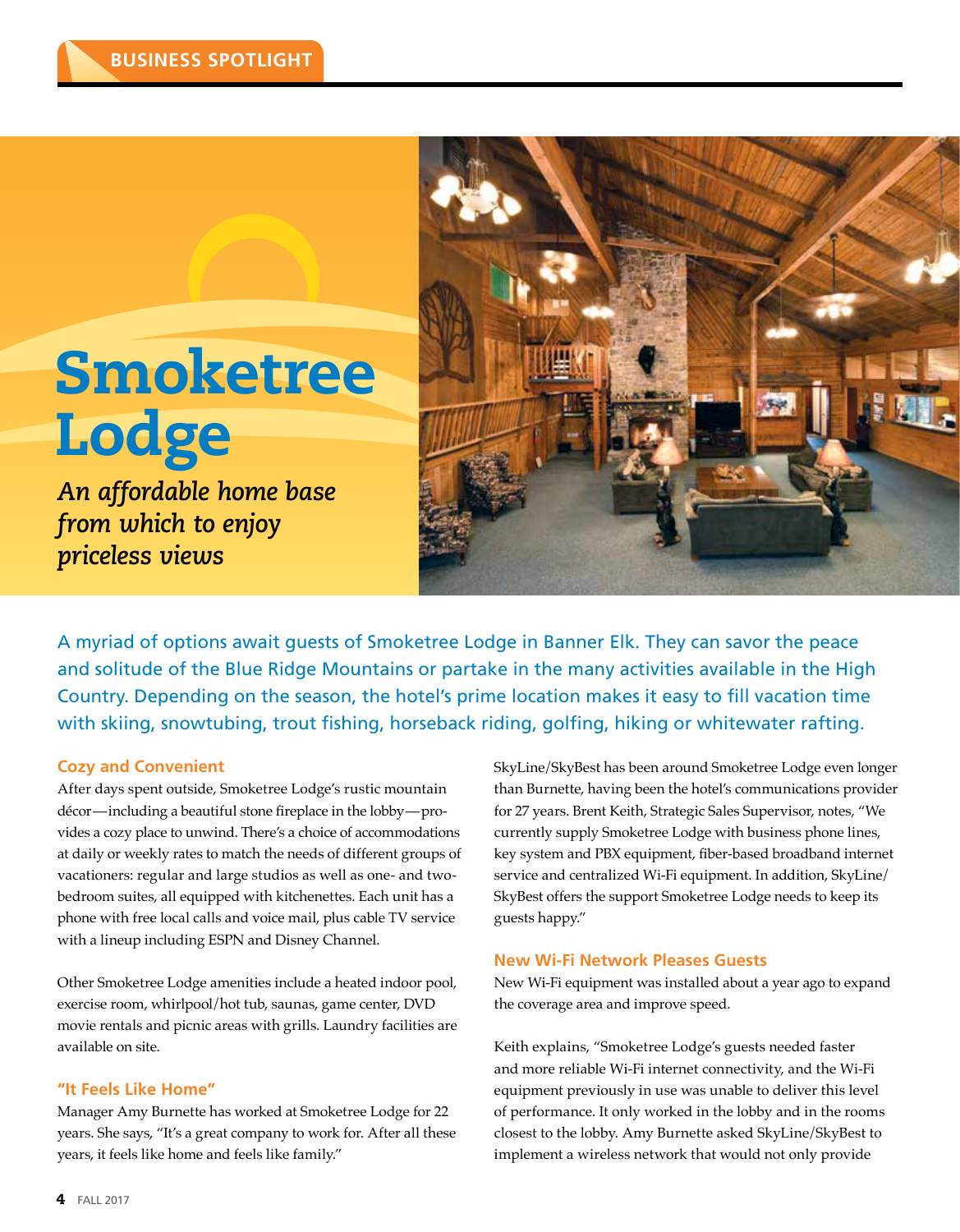BUSINESS SPOTLIGHT

# Smoketree Lodge

*An affordable home base from which to enjoy priceless views*

A myriad of options await guests of Smoketree Lodge in Banner Elk. They can savor the peace and solitude of the Blue Ridge Mountains or partake in the many activities available in the High Country. Depending on the season, the hotel's prime location makes it easy to fill vacation time with skiing, snowtubing, trout fishing, horseback riding, golfing, hiking or whitewater rafting.

### Cozy and Convenient

After days spent outside, Smoketree Lodge's rustic mountain décor—including a beautiful stone fireplace in the lobby—provides a cozy place to unwind. There's a choice of accommodations at daily or weekly rates to match the needs of different groups of vacationers: regular and large studios as well as one- and two-bedroom suites, all equipped with kitchenettes. Each unit has a phone with free local calls and voice mail, plus cable TV service with a lineup including ESPN and Disney Channel.

Other Smoketree Lodge amenities include a heated indoor pool, exercise room, whirlpool/hot tub, saunas, game center, DVD movie rentals and picnic areas with grills. Laundry facilities are available on site.

### "It Feels Like Home"

Manager Amy Burnette has worked at Smoketree Lodge for 22 years. She says, "It's a great company to work for. After all these years, it feels like home and feels like family."

SkyLine/SkyBest has been around Smoketree Lodge even longer than Burnette, having been the hotel's communications provider for 27 years. Brent Keith, Strategic Sales Supervisor, notes, "We currently supply Smoketree Lodge with business phone lines, key system and PBX equipment, fiber-based broadband internet service and centralized Wi-Fi equipment. In addition, SkyLine/SkyBest offers the support Smoketree Lodge needs to keep its guests happy."

### New Wi-Fi Network Pleases Guests

New Wi-Fi equipment was installed about a year ago to expand the coverage area and improve speed.

Keith explains, "Smoketree Lodge's guests needed faster and more reliable Wi-Fi internet connectivity, and the Wi-Fi equipment previously in use was unable to deliver this level of performance. It only worked in the lobby and in the rooms closest to the lobby. Amy Burnette asked SkyLine/SkyBest to implement a wireless network that would not only provide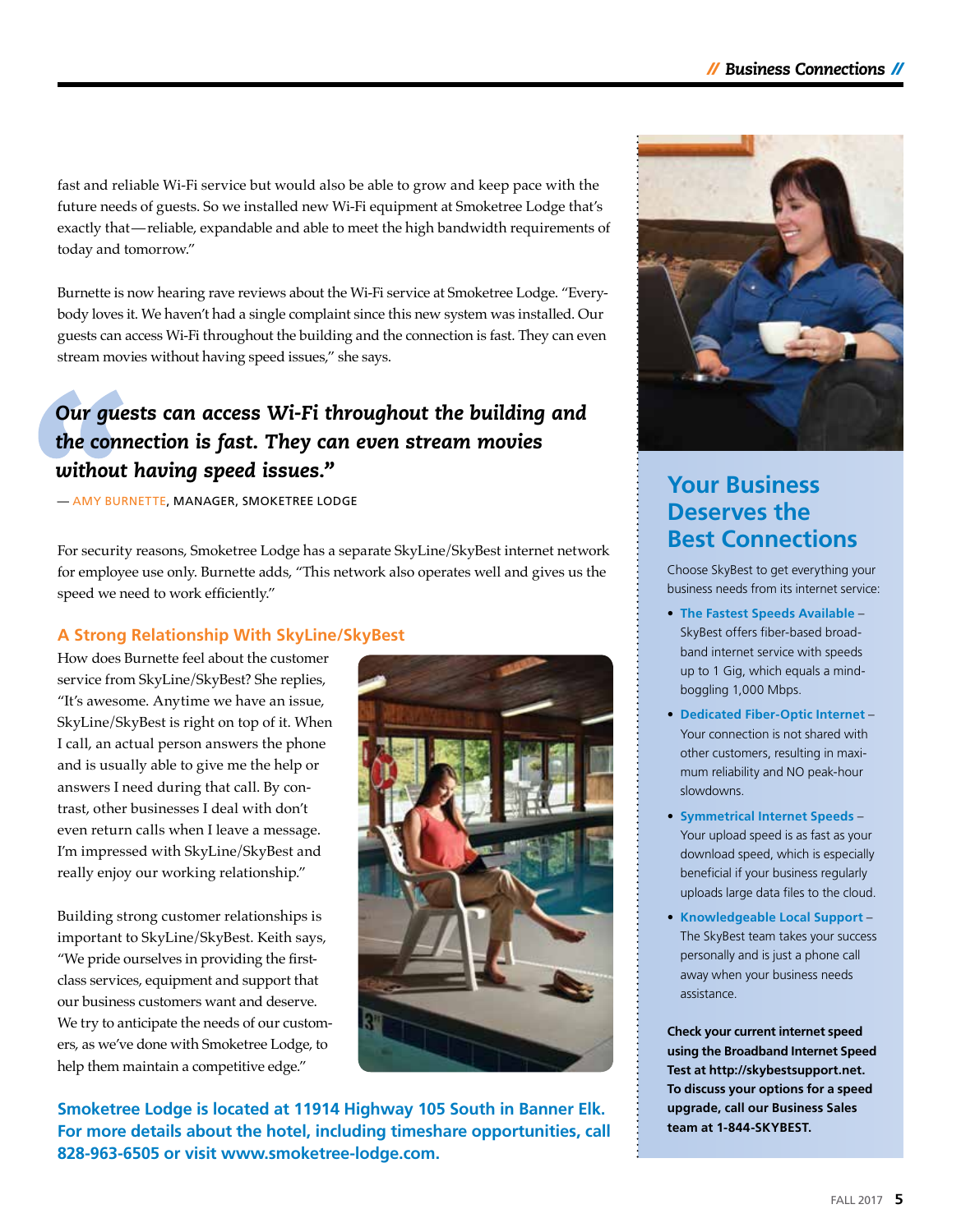fast and reliable Wi-Fi service but would also be able to grow and keep pace with the future needs of guests. So we installed new Wi-Fi equipment at Smoketree Lodge that's exactly that—reliable, expandable and able to meet the high bandwidth requirements of today and tomorrow."

Burnette is now hearing rave reviews about the Wi-Fi service at Smoketree Lodge. "Everybody loves it. We haven't had a single complaint since this new system was installed. Our guests can access Wi-Fi throughout the building and the connection is fast. They can even stream movies without having speed issues," she says.

> ***"Our guests can access Wi-Fi throughout the building and the connection is fast. They can even stream movies without having speed issues."***
>
> — AMY BURNETTE, MANAGER, SMOKETREE LODGE

For security reasons, Smoketree Lodge has a separate SkyLine/SkyBest internet network for employee use only. Burnette adds, "This network also operates well and gives us the speed we need to work efficiently."

### A Strong Relationship With SkyLine/SkyBest

How does Burnette feel about the customer service from SkyLine/SkyBest? She replies, "It's awesome. Anytime we have an issue, SkyLine/SkyBest is right on top of it. When I call, an actual person answers the phone and is usually able to give me the help or answers I need during that call. By contrast, other businesses I deal with don't even return calls when I leave a message. I'm impressed with SkyLine/SkyBest and really enjoy our working relationship."

Building strong customer relationships is important to SkyLine/SkyBest. Keith says, "We pride ourselves in providing the first-class services, equipment and support that our business customers want and deserve. We try to anticipate the needs of our customers, as we've done with Smoketree Lodge, to help them maintain a competitive edge."

**Smoketree Lodge is located at 11914 Highway 105 South in Banner Elk. For more details about the hotel, including timeshare opportunities, call 828-963-6505 or visit www.smoketree-lodge.com.**

## Your Business Deserves the Best Connections

Choose SkyBest to get everything your business needs from its internet service:

- **The Fastest Speeds Available** – SkyBest offers fiber-based broadband internet service with speeds up to 1 Gig, which equals a mind-boggling 1,000 Mbps.
- **Dedicated Fiber-Optic Internet** – Your connection is not shared with other customers, resulting in maximum reliability and NO peak-hour slowdowns.
- **Symmetrical Internet Speeds** – Your upload speed is as fast as your download speed, which is especially beneficial if your business regularly uploads large data files to the cloud.
- **Knowledgeable Local Support** – The SkyBest team takes your success personally and is just a phone call away when your business needs assistance.

**Check your current internet speed using the Broadband Internet Speed Test at http://skybestsupport.net. To discuss your options for a speed upgrade, call our Business Sales team at 1-844-SKYBEST.**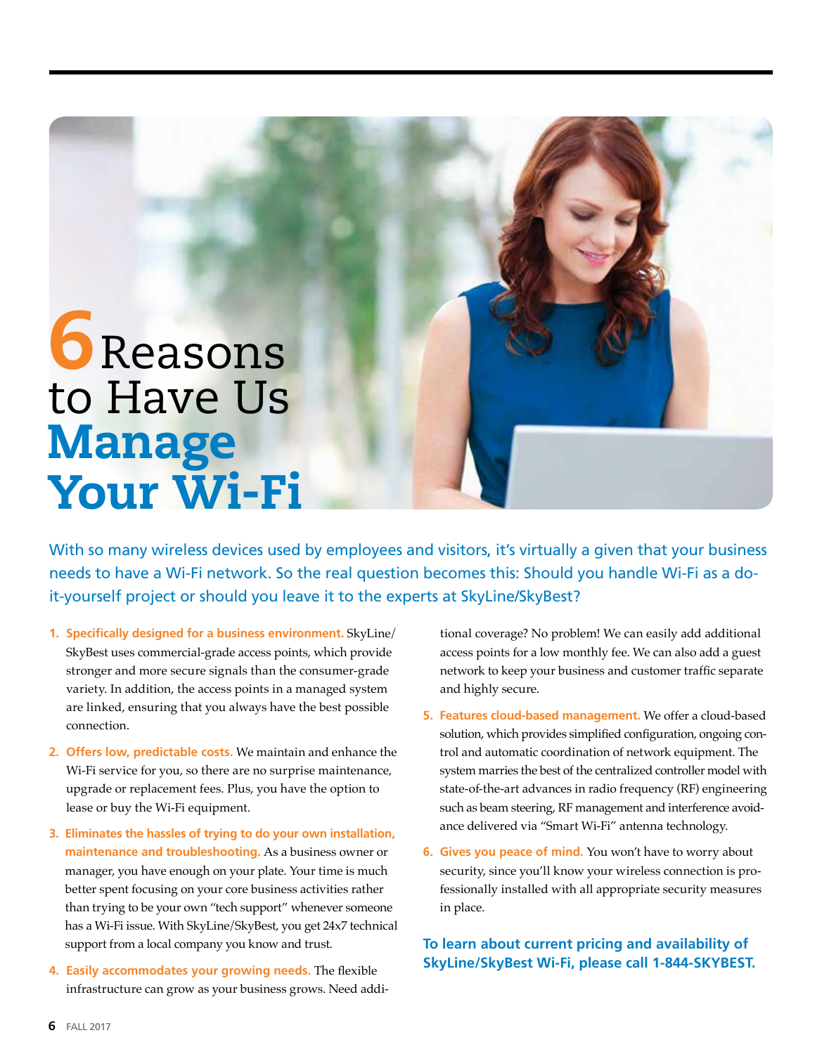# 6 Reasons to Have Us Manage Your Wi-Fi

With so many wireless devices used by employees and visitors, it's virtually a given that your business needs to have a Wi-Fi network. So the real question becomes this: Should you handle Wi-Fi as a do-it-yourself project or should you leave it to the experts at SkyLine/SkyBest?

1. **Specifically designed for a business environment.** SkyLine/SkyBest uses commercial-grade access points, which provide stronger and more secure signals than the consumer-grade variety. In addition, the access points in a managed system are linked, ensuring that you always have the best possible connection.

2. **Offers low, predictable costs.** We maintain and enhance the Wi-Fi service for you, so there are no surprise maintenance, upgrade or replacement fees. Plus, you have the option to lease or buy the Wi-Fi equipment.

3. **Eliminates the hassles of trying to do your own installation, maintenance and troubleshooting.** As a business owner or manager, you have enough on your plate. Your time is much better spent focusing on your core business activities rather than trying to be your own "tech support" whenever someone has a Wi-Fi issue. With SkyLine/SkyBest, you get 24x7 technical support from a local company you know and trust.

4. **Easily accommodates your growing needs.** The flexible infrastructure can grow as your business grows. Need additional coverage? No problem! We can easily add additional access points for a low monthly fee. We can also add a guest network to keep your business and customer traffic separate and highly secure.

5. **Features cloud-based management.** We offer a cloud-based solution, which provides simplified configuration, ongoing control and automatic coordination of network equipment. The system marries the best of the centralized controller model with state-of-the-art advances in radio frequency (RF) engineering such as beam steering, RF management and interference avoidance delivered via "Smart Wi-Fi" antenna technology.

6. **Gives you peace of mind.** You won't have to worry about security, since you'll know your wireless connection is professionally installed with all appropriate security measures in place.

**To learn about current pricing and availability of SkyLine/SkyBest Wi-Fi, please call 1-844-SKYBEST.**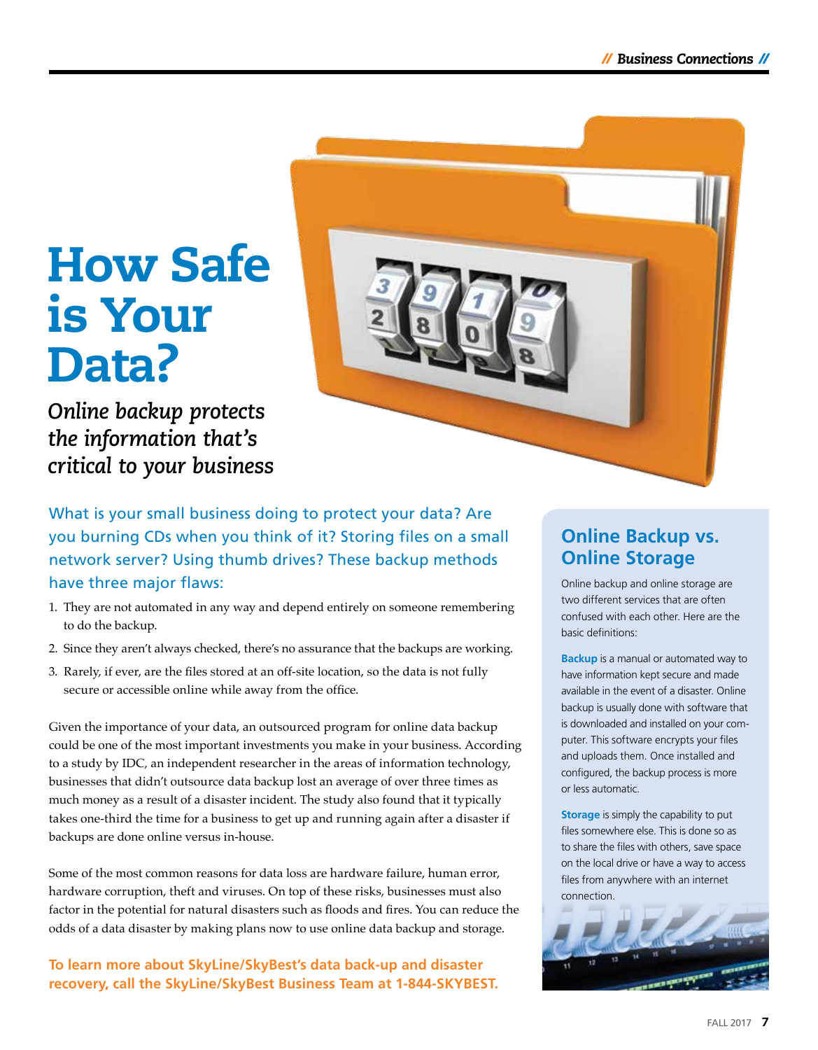// Business Connections //

# How Safe is Your Data?

*Online backup protects the information that's critical to your business*

What is your small business doing to protect your data? Are you burning CDs when you think of it? Storing files on a small network server? Using thumb drives? These backup methods have three major flaws:

1. They are not automated in any way and depend entirely on someone remembering to do the backup.
2. Since they aren't always checked, there's no assurance that the backups are working.
3. Rarely, if ever, are the files stored at an off-site location, so the data is not fully secure or accessible online while away from the office.

Given the importance of your data, an outsourced program for online data backup could be one of the most important investments you make in your business. According to a study by IDC, an independent researcher in the areas of information technology, businesses that didn't outsource data backup lost an average of over three times as much money as a result of a disaster incident. The study also found that it typically takes one-third the time for a business to get up and running again after a disaster if backups are done online versus in-house.

Some of the most common reasons for data loss are hardware failure, human error, hardware corruption, theft and viruses. On top of these risks, businesses must also factor in the potential for natural disasters such as floods and fires. You can reduce the odds of a data disaster by making plans now to use online data backup and storage.

**To learn more about SkyLine/SkyBest's data back-up and disaster recovery, call the SkyLine/SkyBest Business Team at 1-844-SKYBEST.**

## Online Backup vs. Online Storage

Online backup and online storage are two different services that are often confused with each other. Here are the basic definitions:

**Backup** is a manual or automated way to have information kept secure and made available in the event of a disaster. Online backup is usually done with software that is downloaded and installed on your computer. This software encrypts your files and uploads them. Once installed and configured, the backup process is more or less automatic.

**Storage** is simply the capability to put files somewhere else. This is done so as to share the files with others, save space on the local drive or have a way to access files from anywhere with an internet connection.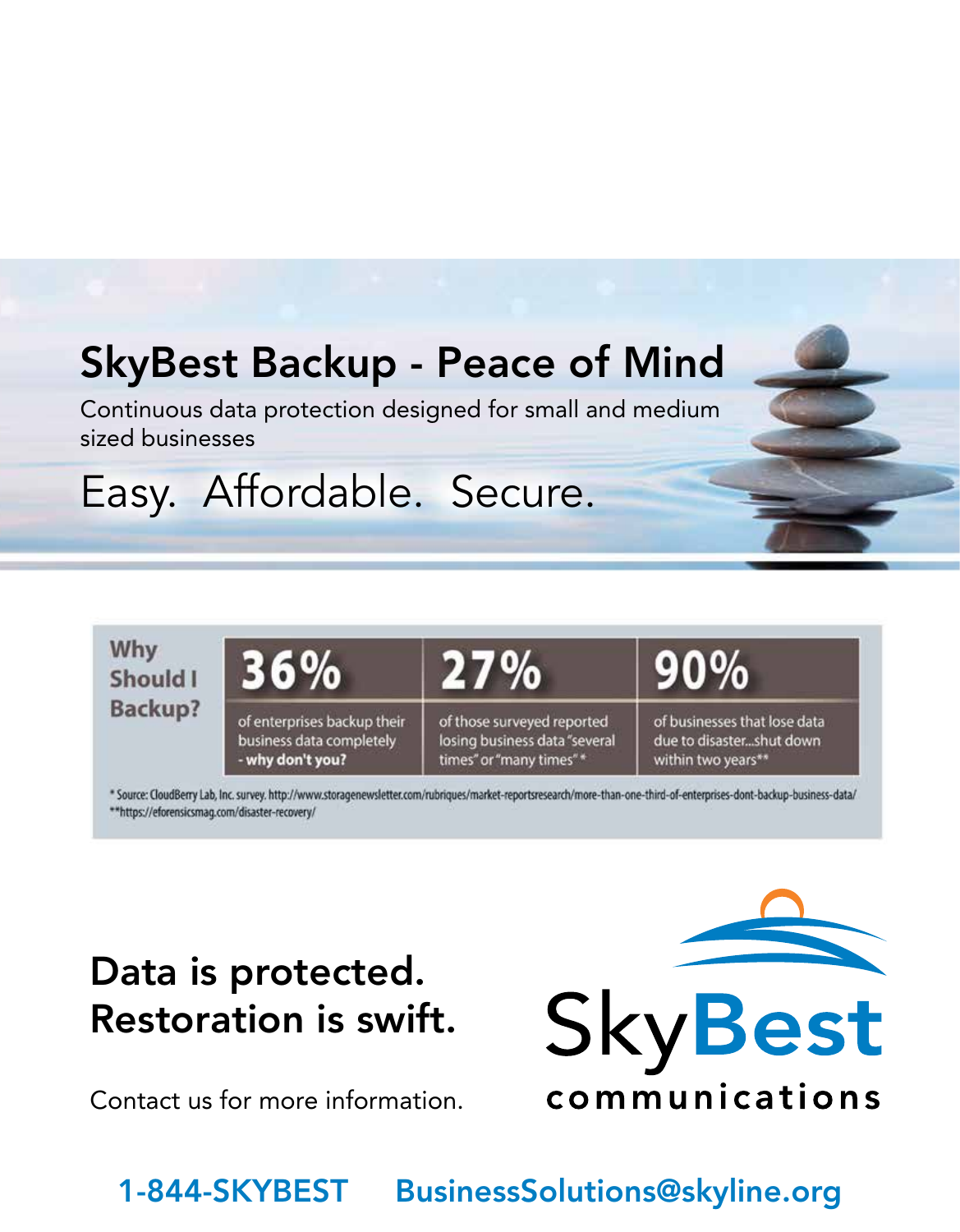# SkyBest Backup - Peace of Mind

Continuous data protection designed for small and medium sized businesses

Easy. Affordable. Secure.

| Why Should I Backup? | 36% | 27% | 90% |
|---|---|---|---|
| | of enterprises backup their business data completely - **why don't you?** | of those surveyed reported losing business data "several times" or "many times" * | of businesses that lose data due to disaster...shut down within two years** |

* Source: CloudBerry Lab, Inc. survey. http://www.storagenewsletter.com/rubriques/market-reportsresearch/more-than-one-third-of-enterprises-dont-backup-business-data/
**https://eforensicsmag.com/disaster-recovery/

## Data is protected. Restoration is swift.

Contact us for more information.

SkyBest communications

**1-844-SKYBEST** **BusinessSolutions@skyline.org**